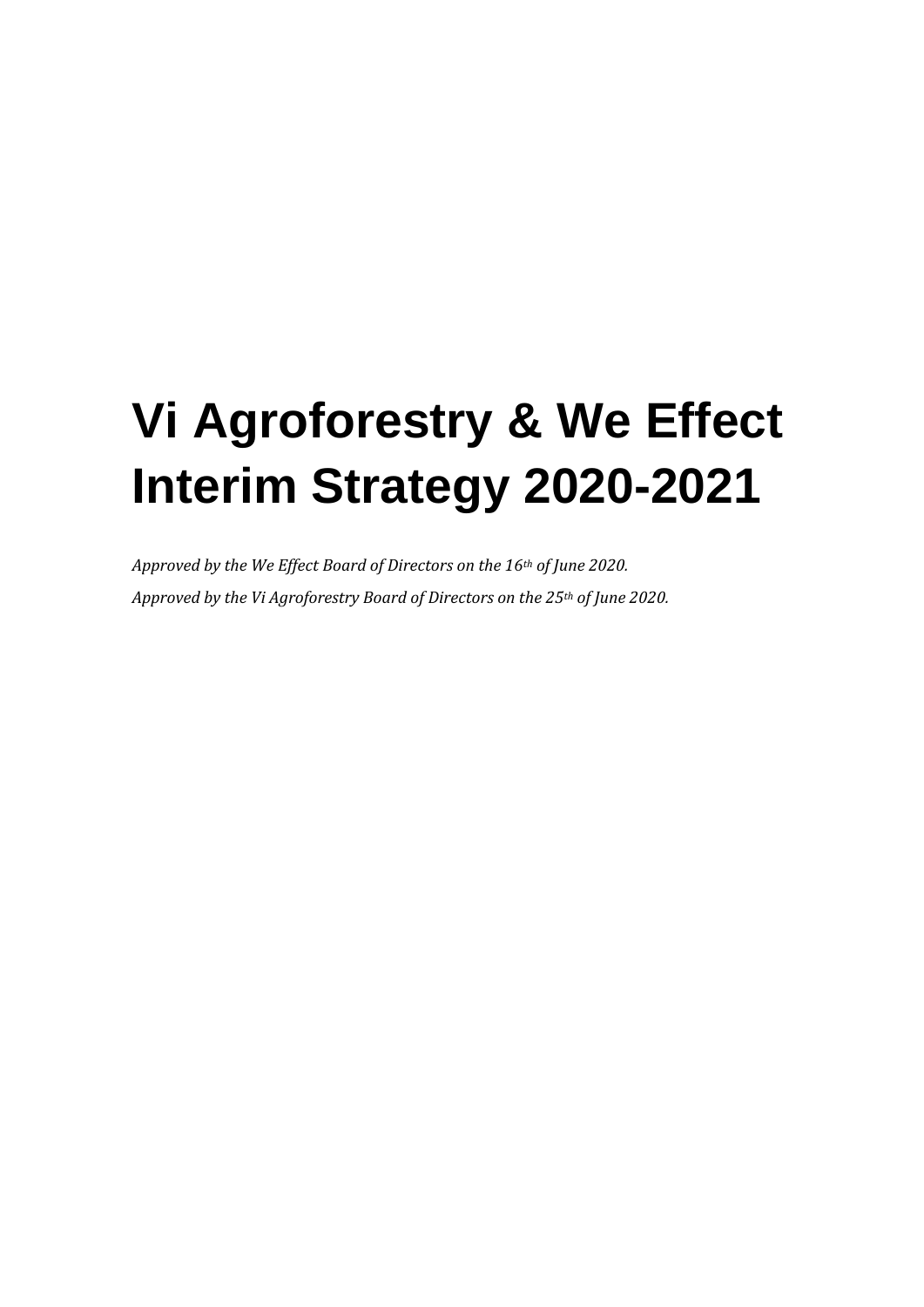# Vi Agroforestry & We Effect Interim Strategy 2020-2021

*Approved by the We Effect Board of Directors on the 16th of June 2020.*

*Approved by the Vi Agroforestry Board of Directors on the 25th of June 2020.*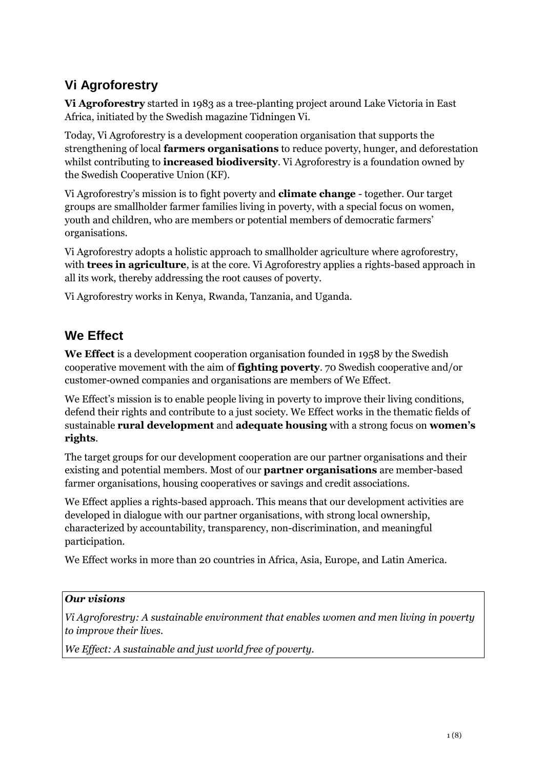## Vi Agroforestry

**Vi Agroforestry** started in 1983 as a tree-planting project around Lake Victoria in East Africa, initiated by the Swedish magazine Tidningen Vi.

Today, Vi Agroforestry is a development cooperation organisation that supports the strengthening of local **farmers organisations** to reduce poverty, hunger, and deforestation whilst contributing to **increased biodiversity**. Vi Agroforestry is a foundation owned by the Swedish Cooperative Union (KF).

Vi Agroforestry's mission is to fight poverty and **climate change** - together. Our target groups are smallholder farmer families living in poverty, with a special focus on women, youth and children, who are members or potential members of democratic farmers' organisations.

Vi Agroforestry adopts a holistic approach to smallholder agriculture where agroforestry, with **trees in agriculture**, is at the core. Vi Agroforestry applies a rights-based approach in all its work, thereby addressing the root causes of poverty.

Vi Agroforestry works in Kenya, Rwanda, Tanzania, and Uganda.

## We Effect

**We Effect** is a development cooperation organisation founded in 1958 by the Swedish cooperative movement with the aim of **fighting poverty**. 70 Swedish cooperative and/or customer-owned companies and organisations are members of We Effect.

We Effect's mission is to enable people living in poverty to improve their living conditions, defend their rights and contribute to a just society. We Effect works in the thematic fields of sustainable **rural development** and **adequate housing** with a strong focus on **women's rights**.

The target groups for our development cooperation are our partner organisations and their existing and potential members. Most of our **partner organisations** are member-based farmer organisations, housing cooperatives or savings and credit associations.

We Effect applies a rights-based approach. This means that our development activities are developed in dialogue with our partner organisations, with strong local ownership, characterized by accountability, transparency, non-discrimination, and meaningful participation.

We Effect works in more than 20 countries in Africa, Asia, Europe, and Latin America.

***Our visions***

*Vi Agroforestry: A sustainable environment that enables women and men living in poverty to improve their lives.*

*We Effect: A sustainable and just world free of poverty.*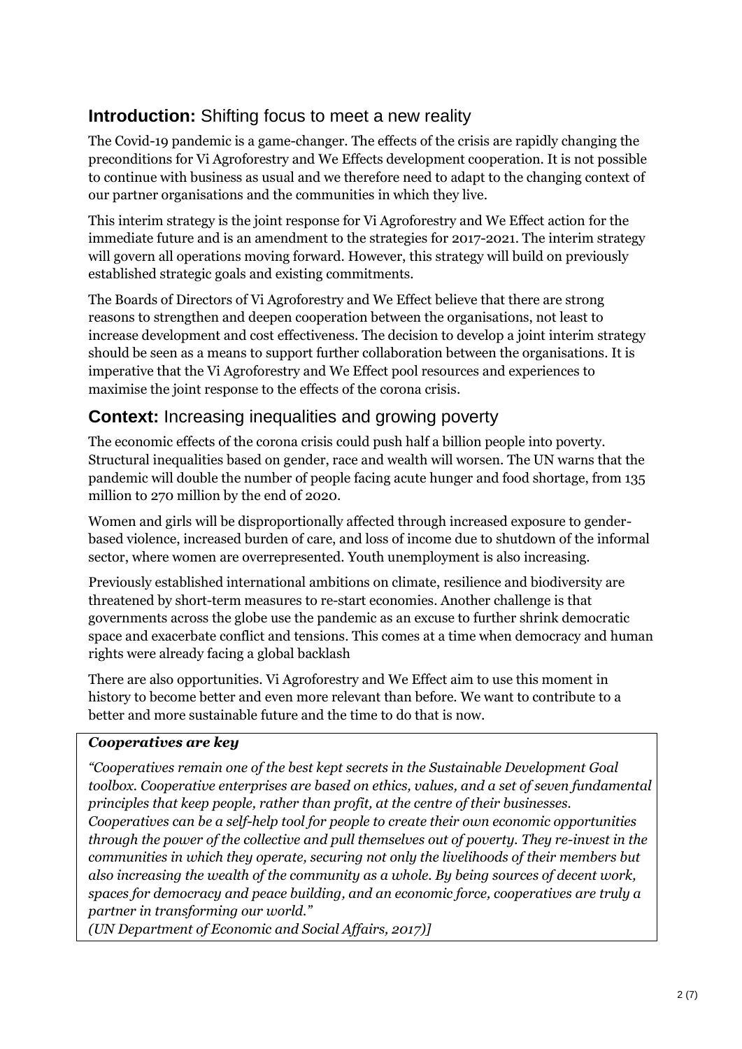## **Introduction:** Shifting focus to meet a new reality

The Covid-19 pandemic is a game-changer. The effects of the crisis are rapidly changing the preconditions for Vi Agroforestry and We Effects development cooperation. It is not possible to continue with business as usual and we therefore need to adapt to the changing context of our partner organisations and the communities in which they live.

This interim strategy is the joint response for Vi Agroforestry and We Effect action for the immediate future and is an amendment to the strategies for 2017-2021. The interim strategy will govern all operations moving forward. However, this strategy will build on previously established strategic goals and existing commitments.

The Boards of Directors of Vi Agroforestry and We Effect believe that there are strong reasons to strengthen and deepen cooperation between the organisations, not least to increase development and cost effectiveness. The decision to develop a joint interim strategy should be seen as a means to support further collaboration between the organisations. It is imperative that the Vi Agroforestry and We Effect pool resources and experiences to maximise the joint response to the effects of the corona crisis.

## **Context:** Increasing inequalities and growing poverty

The economic effects of the corona crisis could push half a billion people into poverty. Structural inequalities based on gender, race and wealth will worsen. The UN warns that the pandemic will double the number of people facing acute hunger and food shortage, from 135 million to 270 million by the end of 2020.

Women and girls will be disproportionally affected through increased exposure to gender-based violence, increased burden of care, and loss of income due to shutdown of the informal sector, where women are overrepresented. Youth unemployment is also increasing.

Previously established international ambitions on climate, resilience and biodiversity are threatened by short-term measures to re-start economies. Another challenge is that governments across the globe use the pandemic as an excuse to further shrink democratic space and exacerbate conflict and tensions. This comes at a time when democracy and human rights were already facing a global backlash

There are also opportunities. Vi Agroforestry and We Effect aim to use this moment in history to become better and even more relevant than before. We want to contribute to a better and more sustainable future and the time to do that is now.

***Cooperatives are key***

*"Cooperatives remain one of the best kept secrets in the Sustainable Development Goal toolbox. Cooperative enterprises are based on ethics, values, and a set of seven fundamental principles that keep people, rather than profit, at the centre of their businesses. Cooperatives can be a self-help tool for people to create their own economic opportunities through the power of the collective and pull themselves out of poverty. They re-invest in the communities in which they operate, securing not only the livelihoods of their members but also increasing the wealth of the community as a whole. By being sources of decent work, spaces for democracy and peace building, and an economic force, cooperatives are truly a partner in transforming our world."*
*(UN Department of Economic and Social Affairs, 2017)]*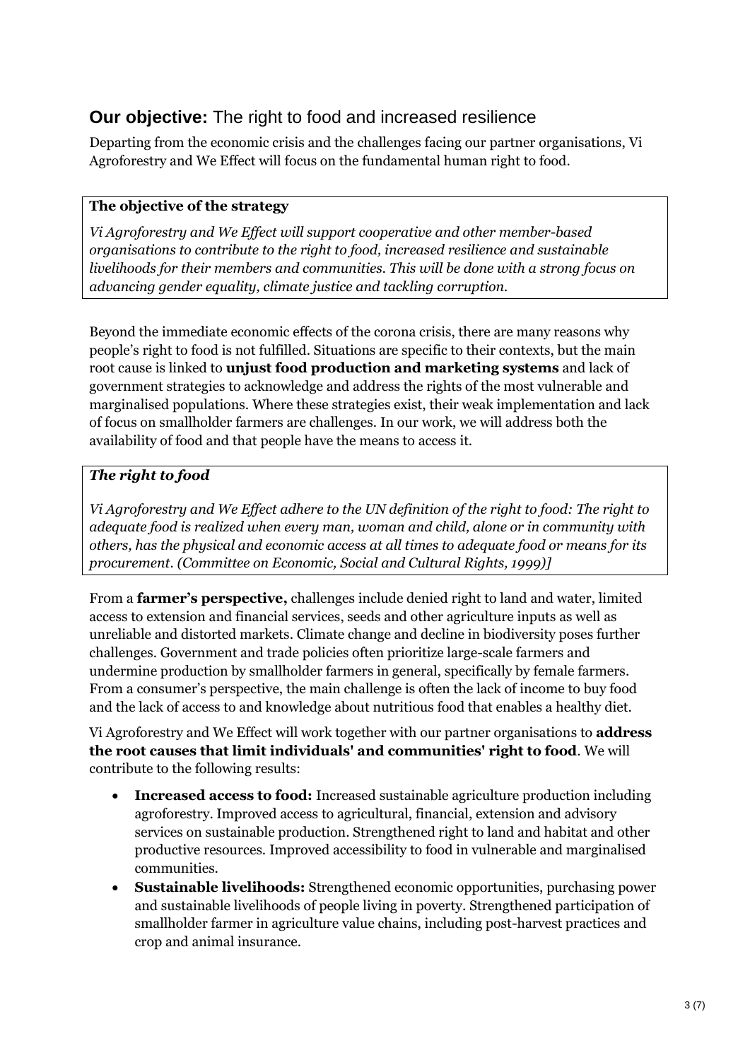## **Our objective:** The right to food and increased resilience

Departing from the economic crisis and the challenges facing our partner organisations, Vi Agroforestry and We Effect will focus on the fundamental human right to food.

> **The objective of the strategy**
>
> *Vi Agroforestry and We Effect will support cooperative and other member-based organisations to contribute to the right to food, increased resilience and sustainable livelihoods for their members and communities. This will be done with a strong focus on advancing gender equality, climate justice and tackling corruption.*

Beyond the immediate economic effects of the corona crisis, there are many reasons why people's right to food is not fulfilled. Situations are specific to their contexts, but the main root cause is linked to **unjust food production and marketing systems** and lack of government strategies to acknowledge and address the rights of the most vulnerable and marginalised populations. Where these strategies exist, their weak implementation and lack of focus on smallholder farmers are challenges. In our work, we will address both the availability of food and that people have the means to access it.

> ***The right to food***
>
> *Vi Agroforestry and We Effect adhere to the UN definition of the right to food: The right to adequate food is realized when every man, woman and child, alone or in community with others, has the physical and economic access at all times to adequate food or means for its procurement. (Committee on Economic, Social and Cultural Rights, 1999)]*

From a **farmer's perspective,** challenges include denied right to land and water, limited access to extension and financial services, seeds and other agriculture inputs as well as unreliable and distorted markets. Climate change and decline in biodiversity poses further challenges. Government and trade policies often prioritize large-scale farmers and undermine production by smallholder farmers in general, specifically by female farmers. From a consumer's perspective, the main challenge is often the lack of income to buy food and the lack of access to and knowledge about nutritious food that enables a healthy diet.

Vi Agroforestry and We Effect will work together with our partner organisations to **address the root causes that limit individuals' and communities' right to food**. We will contribute to the following results:

- **Increased access to food:** Increased sustainable agriculture production including agroforestry. Improved access to agricultural, financial, extension and advisory services on sustainable production. Strengthened right to land and habitat and other productive resources. Improved accessibility to food in vulnerable and marginalised communities.
- **Sustainable livelihoods:** Strengthened economic opportunities, purchasing power and sustainable livelihoods of people living in poverty. Strengthened participation of smallholder farmer in agriculture value chains, including post-harvest practices and crop and animal insurance.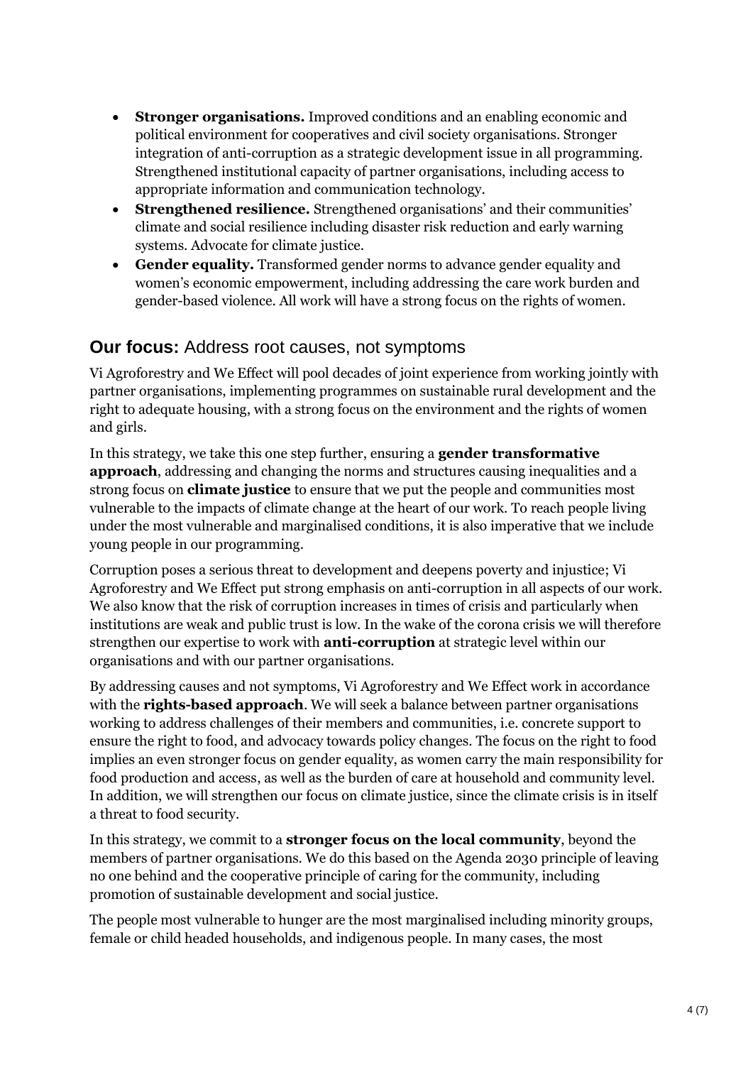- **Stronger organisations.** Improved conditions and an enabling economic and political environment for cooperatives and civil society organisations. Stronger integration of anti-corruption as a strategic development issue in all programming. Strengthened institutional capacity of partner organisations, including access to appropriate information and communication technology.
- **Strengthened resilience.** Strengthened organisations' and their communities' climate and social resilience including disaster risk reduction and early warning systems. Advocate for climate justice.
- **Gender equality.** Transformed gender norms to advance gender equality and women's economic empowerment, including addressing the care work burden and gender-based violence. All work will have a strong focus on the rights of women.

## **Our focus:** Address root causes, not symptoms

Vi Agroforestry and We Effect will pool decades of joint experience from working jointly with partner organisations, implementing programmes on sustainable rural development and the right to adequate housing, with a strong focus on the environment and the rights of women and girls.

In this strategy, we take this one step further, ensuring a **gender transformative approach**, addressing and changing the norms and structures causing inequalities and a strong focus on **climate justice** to ensure that we put the people and communities most vulnerable to the impacts of climate change at the heart of our work. To reach people living under the most vulnerable and marginalised conditions, it is also imperative that we include young people in our programming.

Corruption poses a serious threat to development and deepens poverty and injustice; Vi Agroforestry and We Effect put strong emphasis on anti-corruption in all aspects of our work. We also know that the risk of corruption increases in times of crisis and particularly when institutions are weak and public trust is low. In the wake of the corona crisis we will therefore strengthen our expertise to work with **anti-corruption** at strategic level within our organisations and with our partner organisations.

By addressing causes and not symptoms, Vi Agroforestry and We Effect work in accordance with the **rights-based approach**. We will seek a balance between partner organisations working to address challenges of their members and communities, i.e. concrete support to ensure the right to food, and advocacy towards policy changes. The focus on the right to food implies an even stronger focus on gender equality, as women carry the main responsibility for food production and access, as well as the burden of care at household and community level. In addition, we will strengthen our focus on climate justice, since the climate crisis is in itself a threat to food security.

In this strategy, we commit to a **stronger focus on the local community**, beyond the members of partner organisations. We do this based on the Agenda 2030 principle of leaving no one behind and the cooperative principle of caring for the community, including promotion of sustainable development and social justice.

The people most vulnerable to hunger are the most marginalised including minority groups, female or child headed households, and indigenous people. In many cases, the most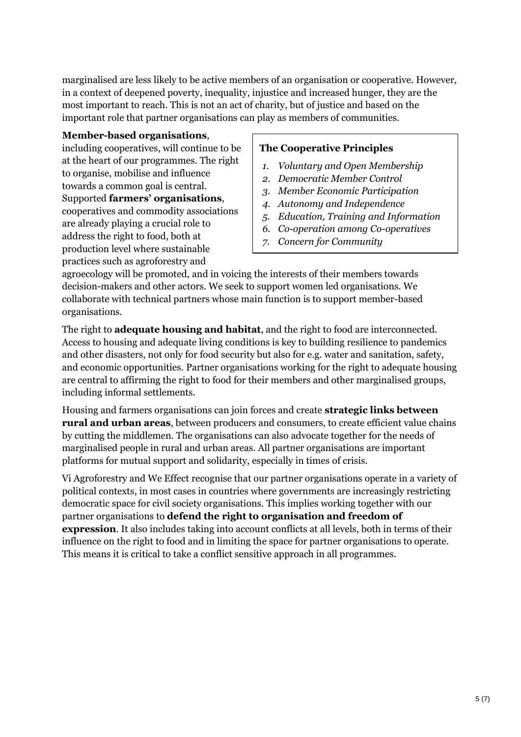marginalised are less likely to be active members of an organisation or cooperative. However, in a context of deepened poverty, inequality, injustice and increased hunger, they are the most important to reach. This is not an act of charity, but of justice and based on the important role that partner organisations can play as members of communities.

**Member-based organisations**, including cooperatives, will continue to be at the heart of our programmes. The right to organise, mobilise and influence towards a common goal is central. Supported **farmers' organisations**, cooperatives and commodity associations are already playing a crucial role to address the right to food, both at production level where sustainable practices such as agroforestry and agroecology will be promoted, and in voicing the interests of their members towards decision-makers and other actors. We seek to support women led organisations. We collaborate with technical partners whose main function is to support member-based organisations.

**The Cooperative Principles**

1. *Voluntary and Open Membership*
2. *Democratic Member Control*
3. *Member Economic Participation*
4. *Autonomy and Independence*
5. *Education, Training and Information*
6. *Co-operation among Co-operatives*
7. *Concern for Community*

The right to **adequate housing and habitat**, and the right to food are interconnected. Access to housing and adequate living conditions is key to building resilience to pandemics and other disasters, not only for food security but also for e.g. water and sanitation, safety, and economic opportunities. Partner organisations working for the right to adequate housing are central to affirming the right to food for their members and other marginalised groups, including informal settlements.

Housing and farmers organisations can join forces and create **strategic links between rural and urban areas**, between producers and consumers, to create efficient value chains by cutting the middlemen. The organisations can also advocate together for the needs of marginalised people in rural and urban areas. All partner organisations are important platforms for mutual support and solidarity, especially in times of crisis.

Vi Agroforestry and We Effect recognise that our partner organisations operate in a variety of political contexts, in most cases in countries where governments are increasingly restricting democratic space for civil society organisations. This implies working together with our partner organisations to **defend the right to organisation and freedom of expression**. It also includes taking into account conflicts at all levels, both in terms of their influence on the right to food and in limiting the space for partner organisations to operate. This means it is critical to take a conflict sensitive approach in all programmes.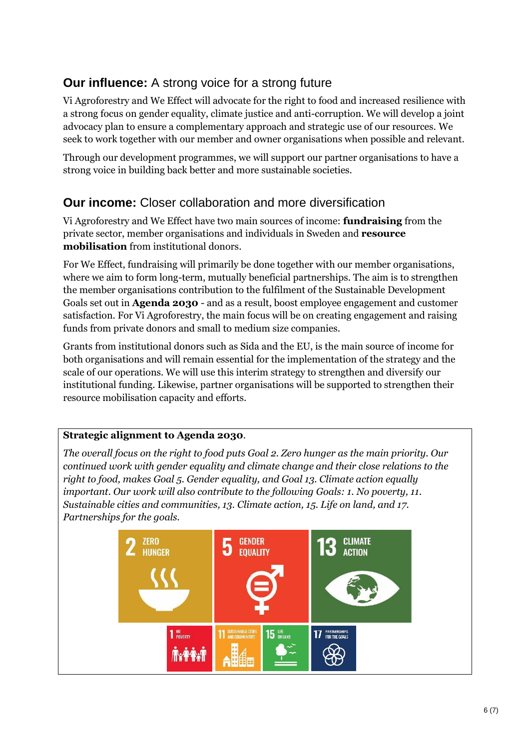## **Our influence:** A strong voice for a strong future

Vi Agroforestry and We Effect will advocate for the right to food and increased resilience with a strong focus on gender equality, climate justice and anti-corruption. We will develop a joint advocacy plan to ensure a complementary approach and strategic use of our resources. We seek to work together with our member and owner organisations when possible and relevant.

Through our development programmes, we will support our partner organisations to have a strong voice in building back better and more sustainable societies.

## **Our income:** Closer collaboration and more diversification

Vi Agroforestry and We Effect have two main sources of income: **fundraising** from the private sector, member organisations and individuals in Sweden and **resource mobilisation** from institutional donors.

For We Effect, fundraising will primarily be done together with our member organisations, where we aim to form long-term, mutually beneficial partnerships. The aim is to strengthen the member organisations contribution to the fulfilment of the Sustainable Development Goals set out in **Agenda 2030** - and as a result, boost employee engagement and customer satisfaction. For Vi Agroforestry, the main focus will be on creating engagement and raising funds from private donors and small to medium size companies.

Grants from institutional donors such as Sida and the EU, is the main source of income for both organisations and will remain essential for the implementation of the strategy and the scale of our operations. We will use this interim strategy to strengthen and diversify our institutional funding. Likewise, partner organisations will be supported to strengthen their resource mobilisation capacity and efforts.

**Strategic alignment to Agenda 2030**.

*The overall focus on the right to food puts Goal 2. Zero hunger as the main priority. Our continued work with gender equality and climate change and their close relations to the right to food, makes Goal 5. Gender equality, and Goal 13. Climate action equally important. Our work will also contribute to the following Goals: 1. No poverty, 11. Sustainable cities and communities, 13. Climate action, 15. Life on land, and 17. Partnerships for the goals.*

2 ZERO HUNGER

5 GENDER EQUALITY

13 CLIMATE ACTION

1 NO POVERTY

11 SUSTAINABLE CITIES AND COMMUNITIES

15 LIFE ON LAND

17 PARTNERSHIPS FOR THE GOALS